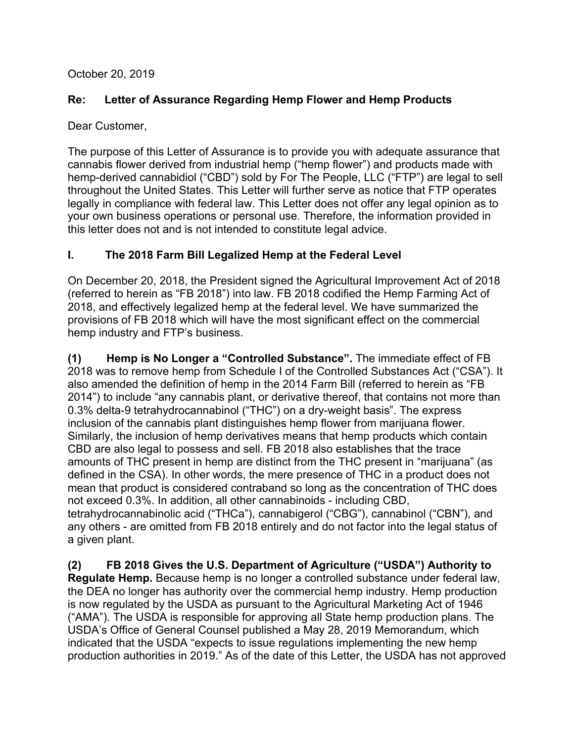October 20, 2019

**Re: Letter of Assurance Regarding Hemp Flower and Hemp Products**

Dear Customer,

The purpose of this Letter of Assurance is to provide you with adequate assurance that cannabis flower derived from industrial hemp ("hemp flower") and products made with hemp-derived cannabidiol ("CBD") sold by For The People, LLC ("FTP") are legal to sell throughout the United States. This Letter will further serve as notice that FTP operates legally in compliance with federal law. This Letter does not offer any legal opinion as to your own business operations or personal use. Therefore, the information provided in this letter does not and is not intended to constitute legal advice.

## I. The 2018 Farm Bill Legalized Hemp at the Federal Level

On December 20, 2018, the President signed the Agricultural Improvement Act of 2018 (referred to herein as "FB 2018") into law. FB 2018 codified the Hemp Farming Act of 2018, and effectively legalized hemp at the federal level. We have summarized the provisions of FB 2018 which will have the most significant effect on the commercial hemp industry and FTP's business.

**(1) Hemp is No Longer a "Controlled Substance".** The immediate effect of FB 2018 was to remove hemp from Schedule I of the Controlled Substances Act ("CSA"). It also amended the definition of hemp in the 2014 Farm Bill (referred to herein as "FB 2014") to include "any cannabis plant, or derivative thereof, that contains not more than 0.3% delta-9 tetrahydrocannabinol ("THC") on a dry-weight basis". The express inclusion of the cannabis plant distinguishes hemp flower from marijuana flower. Similarly, the inclusion of hemp derivatives means that hemp products which contain CBD are also legal to possess and sell. FB 2018 also establishes that the trace amounts of THC present in hemp are distinct from the THC present in "marijuana" (as defined in the CSA). In other words, the mere presence of THC in a product does not mean that product is considered contraband so long as the concentration of THC does not exceed 0.3%. In addition, all other cannabinoids - including CBD, tetrahydrocannabinolic acid ("THCa"), cannabigerol ("CBG"), cannabinol ("CBN"), and any others - are omitted from FB 2018 entirely and do not factor into the legal status of a given plant.

**(2) FB 2018 Gives the U.S. Department of Agriculture ("USDA") Authority to Regulate Hemp.** Because hemp is no longer a controlled substance under federal law, the DEA no longer has authority over the commercial hemp industry. Hemp production is now regulated by the USDA as pursuant to the Agricultural Marketing Act of 1946 ("AMA"). The USDA is responsible for approving all State hemp production plans. The USDA's Office of General Counsel published a May 28, 2019 Memorandum, which indicated that the USDA "expects to issue regulations implementing the new hemp production authorities in 2019." As of the date of this Letter, the USDA has not approved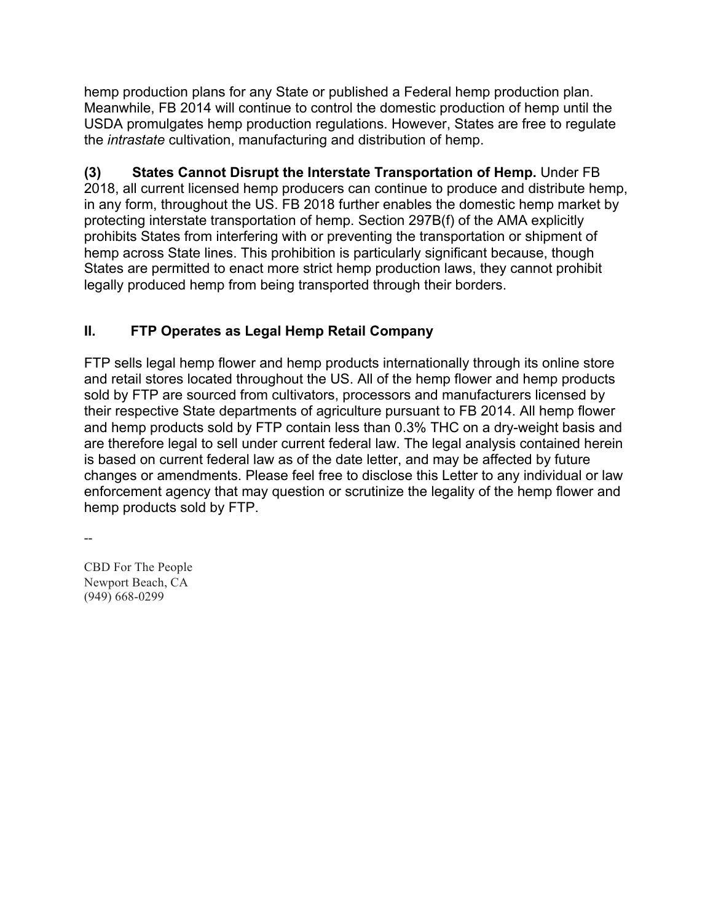hemp production plans for any State or published a Federal hemp production plan. Meanwhile, FB 2014 will continue to control the domestic production of hemp until the USDA promulgates hemp production regulations. However, States are free to regulate the *intrastate* cultivation, manufacturing and distribution of hemp.

**(3) States Cannot Disrupt the Interstate Transportation of Hemp.** Under FB 2018, all current licensed hemp producers can continue to produce and distribute hemp, in any form, throughout the US. FB 2018 further enables the domestic hemp market by protecting interstate transportation of hemp. Section 297B(f) of the AMA explicitly prohibits States from interfering with or preventing the transportation or shipment of hemp across State lines. This prohibition is particularly significant because, though States are permitted to enact more strict hemp production laws, they cannot prohibit legally produced hemp from being transported through their borders.

## II. FTP Operates as Legal Hemp Retail Company

FTP sells legal hemp flower and hemp products internationally through its online store and retail stores located throughout the US. All of the hemp flower and hemp products sold by FTP are sourced from cultivators, processors and manufacturers licensed by their respective State departments of agriculture pursuant to FB 2014. All hemp flower and hemp products sold by FTP contain less than 0.3% THC on a dry-weight basis and are therefore legal to sell under current federal law. The legal analysis contained herein is based on current federal law as of the date letter, and may be affected by future changes or amendments. Please feel free to disclose this Letter to any individual or law enforcement agency that may question or scrutinize the legality of the hemp flower and hemp products sold by FTP.

--

CBD For The People
Newport Beach, CA
(949) 668-0299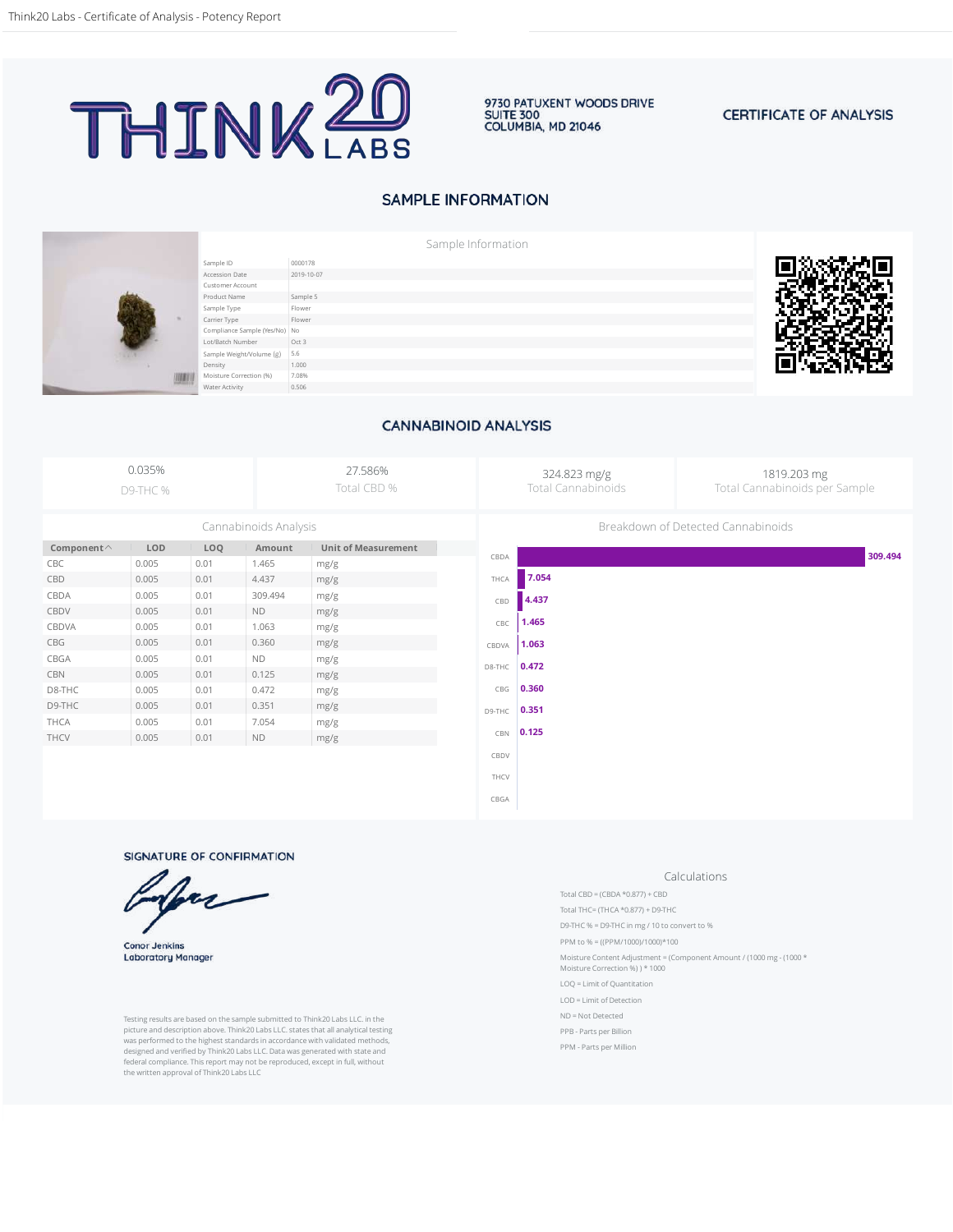# THINK20 LABS

9730 PATUXENT WOODS DRIVE
SUITE 300
COLUMBIA, MD 21046

CERTIFICATE OF ANALYSIS

## SAMPLE INFORMATION

**Sample Information**

| | |
|---|---|
| Sample ID | 0000178 |
| Accession Date | 2019-10-07 |
| Customer Account | |
| Product Name | Sample 5 |
| Sample Type | Flower |
| Carrier Type | Flower |
| Compliance Sample (Yes/No) | No |
| Lot/Batch Number | Oct 3 |
| Sample Weight/Volume (g) | 5.6 |
| Density | 1.000 |
| Moisture Correction (%) | 7.08% |
| Water Activity | 0.506 |

## CANNABINOID ANALYSIS

| 0.035% | 27.586% | 324.823 mg/g | 1819.203 mg |
|---|---|---|---|
| D9-THC % | Total CBD % | Total Cannabinoids | Total Cannabinoids per Sample |

**Cannabinoids Analysis**

| Component | LOD | LOQ | Amount | Unit of Measurement |
|---|---|---|---|---|
| CBC | 0.005 | 0.01 | 1.465 | mg/g |
| CBD | 0.005 | 0.01 | 4.437 | mg/g |
| CBDA | 0.005 | 0.01 | 309.494 | mg/g |
| CBDV | 0.005 | 0.01 | ND | mg/g |
| CBDVA | 0.005 | 0.01 | 1.063 | mg/g |
| CBG | 0.005 | 0.01 | 0.360 | mg/g |
| CBGA | 0.005 | 0.01 | ND | mg/g |
| CBN | 0.005 | 0.01 | 0.125 | mg/g |
| D8-THC | 0.005 | 0.01 | 0.472 | mg/g |
| D9-THC | 0.005 | 0.01 | 0.351 | mg/g |
| THCA | 0.005 | 0.01 | 7.054 | mg/g |
| THCV | 0.005 | 0.01 | ND | mg/g |

**Breakdown of Detected Cannabinoids**

| Cannabinoid | Amount |
|---|---|
| CBDA | 309.494 |
| THCA | 7.054 |
| CBD | 4.437 |
| CBC | 1.465 |
| CBDVA | 1.063 |
| D8-THC | 0.472 |
| CBG | 0.360 |
| D9-THC | 0.351 |
| CBN | 0.125 |
| CBDV | |
| THCV | |
| CBGA | |

**SIGNATURE OF CONFIRMATION**

Conor Jenkins
Laboratory Manager

Testing results are based on the sample submitted to Think20 Labs LLC. in the picture and description above. Think20 Labs LLC. states that all analytical testing was performed to the highest standards in accordance with validated methods, designed and verified by Think20 Labs LLC. Data was generated with state and federal compliance. This report may not be reproduced, except in full, without the written approval of Think20 Labs LLC

**Calculations**

Total CBD = (CBDA *0.877) + CBD

Total THC= (THCA *0.877) + D9-THC

D9-THC % = D9-THC in mg / 10 to convert to %

PPM to % = ((PPM/1000)/1000)*100

Moisture Content Adjustment = (Component Amount / (1000 mg - (1000 * Moisture Correction %) ) * 1000

LOQ = Limit of Quantitation

LOD = Limit of Detection

ND = Not Detected

PPB - Parts per Billion

PPM - Parts per Million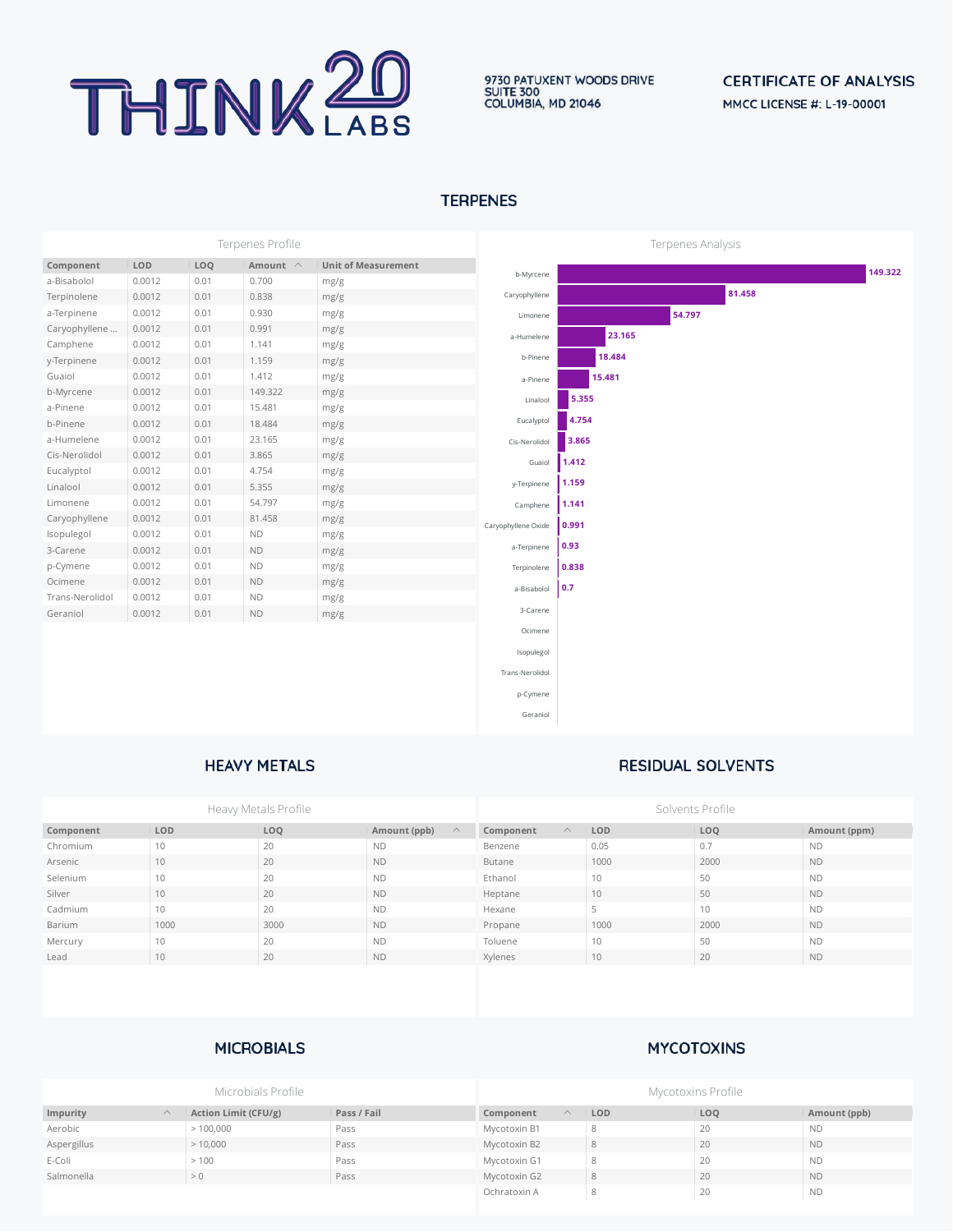THINK20 LABS

9730 PATUXENT WOODS DRIVE
SUITE 300
COLUMBIA, MD 21046

## CERTIFICATE OF ANALYSIS

**MMCC LICENSE #: L-19-00001**

## TERPENES

### Terpenes Profile

| Component | LOD | LOQ | Amount | Unit of Measurement |
|---|---|---|---|---|
| a-Bisabolol | 0.0012 | 0.01 | 0.700 | mg/g |
| Terpinolene | 0.0012 | 0.01 | 0.838 | mg/g |
| a-Terpinene | 0.0012 | 0.01 | 0.930 | mg/g |
| Caryophyllene ... | 0.0012 | 0.01 | 0.991 | mg/g |
| Camphene | 0.0012 | 0.01 | 1.141 | mg/g |
| y-Terpinene | 0.0012 | 0.01 | 1.159 | mg/g |
| Guaiol | 0.0012 | 0.01 | 1.412 | mg/g |
| b-Myrcene | 0.0012 | 0.01 | 149.322 | mg/g |
| a-Pinene | 0.0012 | 0.01 | 15.481 | mg/g |
| b-Pinene | 0.0012 | 0.01 | 18.484 | mg/g |
| a-Humelene | 0.0012 | 0.01 | 23.165 | mg/g |
| Cis-Nerolidol | 0.0012 | 0.01 | 3.865 | mg/g |
| Eucalyptol | 0.0012 | 0.01 | 4.754 | mg/g |
| Linalool | 0.0012 | 0.01 | 5.355 | mg/g |
| Limonene | 0.0012 | 0.01 | 54.797 | mg/g |
| Caryophyllene | 0.0012 | 0.01 | 81.458 | mg/g |
| Isopulegol | 0.0012 | 0.01 | ND | mg/g |
| 3-Carene | 0.0012 | 0.01 | ND | mg/g |
| p-Cymene | 0.0012 | 0.01 | ND | mg/g |
| Ocimene | 0.0012 | 0.01 | ND | mg/g |
| Trans-Nerolidol | 0.0012 | 0.01 | ND | mg/g |
| Geraniol | 0.0012 | 0.01 | ND | mg/g |

### Terpenes Analysis

| Component | Amount |
|---|---|
| b-Myrcene | 149.322 |
| Caryophyllene | 81.458 |
| Limonene | 54.797 |
| a-Humelene | 23.165 |
| b-Pinene | 18.484 |
| a-Pinene | 15.481 |
| Linalool | 5.355 |
| Eucalyptol | 4.754 |
| Cis-Nerolidol | 3.865 |
| Guaiol | 1.412 |
| y-Terpinene | 1.159 |
| Camphene | 1.141 |
| Caryophyllene Oxide | 0.991 |
| a-Terpinene | 0.93 |
| Terpinolene | 0.838 |
| a-Bisabolol | 0.7 |
| 3-Carene | |
| Ocimene | |
| Isopulegol | |
| Trans-Nerolidol | |
| p-Cymene | |
| Geraniol | |

## HEAVY METALS

### Heavy Metals Profile

| Component | LOD | LOQ | Amount (ppb) |
|---|---|---|---|
| Chromium | 10 | 20 | ND |
| Arsenic | 10 | 20 | ND |
| Selenium | 10 | 20 | ND |
| Silver | 10 | 20 | ND |
| Cadmium | 10 | 20 | ND |
| Barium | 1000 | 3000 | ND |
| Mercury | 10 | 20 | ND |
| Lead | 10 | 20 | ND |

## RESIDUAL SOLVENTS

### Solvents Profile

| Component | LOD | LOQ | Amount (ppm) |
|---|---|---|---|
| Benzene | 0.05 | 0.7 | ND |
| Butane | 1000 | 2000 | ND |
| Ethanol | 10 | 50 | ND |
| Heptane | 10 | 50 | ND |
| Hexane | 5 | 10 | ND |
| Propane | 1000 | 2000 | ND |
| Toluene | 10 | 50 | ND |
| Xylenes | 10 | 20 | ND |

## MICROBIALS

### Microbials Profile

| Impurity | Action Limit (CFU/g) | Pass / Fail |
|---|---|---|
| Aerobic | > 100,000 | Pass |
| Aspergillus | > 10,000 | Pass |
| E-Coli | > 100 | Pass |
| Salmonella | > 0 | Pass |

## MYCOTOXINS

### Mycotoxins Profile

| Component | LOD | LOQ | Amount (ppb) |
|---|---|---|---|
| Mycotoxin B1 | 8 | 20 | ND |
| Mycotoxin B2 | 8 | 20 | ND |
| Mycotoxin G1 | 8 | 20 | ND |
| Mycotoxin G2 | 8 | 20 | ND |
| Ochratoxin A | 8 | 20 | ND |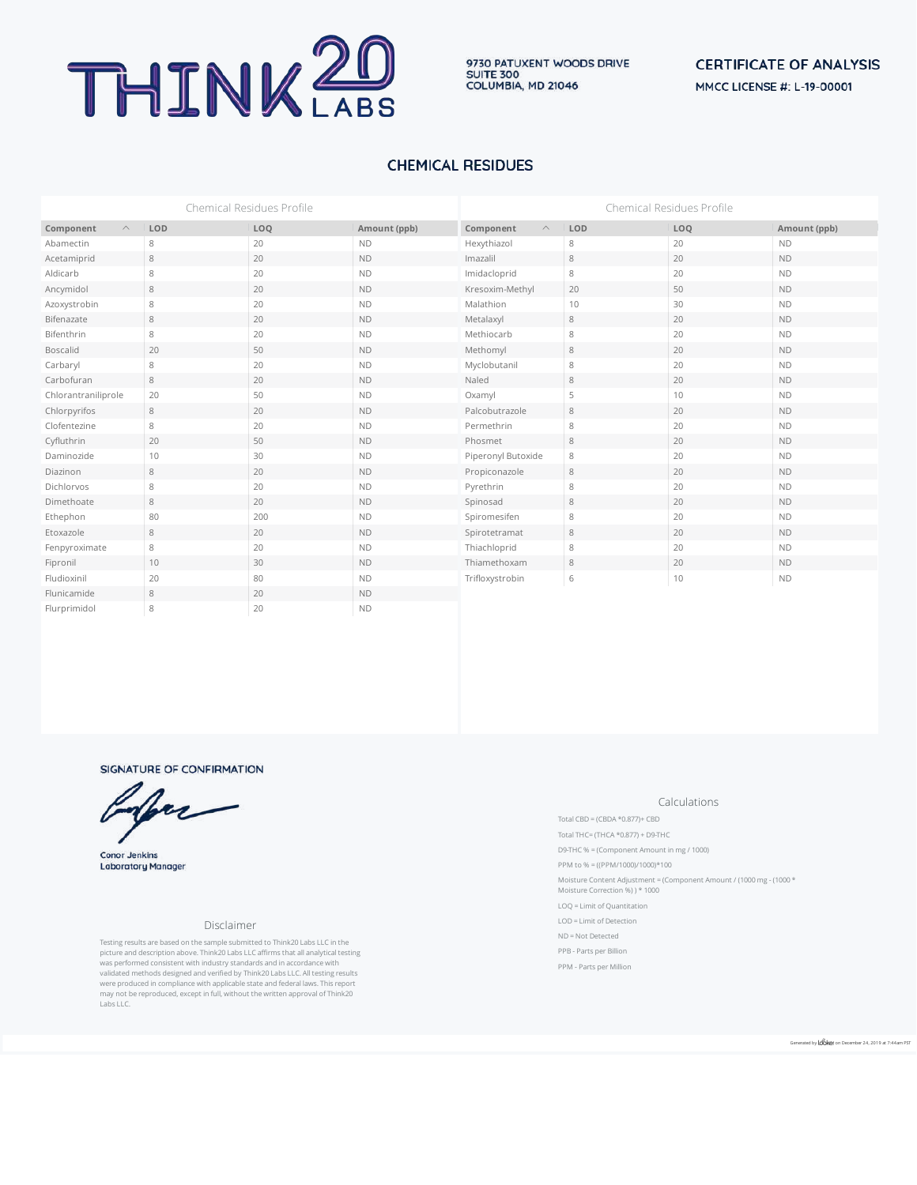THINK20 LABS

9730 PATUXENT WOODS DRIVE
SUITE 300
COLUMBIA, MD 21046

# CERTIFICATE OF ANALYSIS

MMCC LICENSE #: L-19-00001

## CHEMICAL RESIDUES

### Chemical Residues Profile

| Component | LOD | LOQ | Amount (ppb) |
|---|---|---|---|
| Abamectin | 8 | 20 | ND |
| Acetamiprid | 8 | 20 | ND |
| Aldicarb | 8 | 20 | ND |
| Ancymidol | 8 | 20 | ND |
| Azoxystrobin | 8 | 20 | ND |
| Bifenazate | 8 | 20 | ND |
| Bifenthrin | 8 | 20 | ND |
| Boscalid | 20 | 50 | ND |
| Carbaryl | 8 | 20 | ND |
| Carbofuran | 8 | 20 | ND |
| Chlorantraniliprole | 20 | 50 | ND |
| Chlorpyrifos | 8 | 20 | ND |
| Clofentezine | 8 | 20 | ND |
| Cyfluthrin | 20 | 50 | ND |
| Daminozide | 10 | 30 | ND |
| Diazinon | 8 | 20 | ND |
| Dichlorvos | 8 | 20 | ND |
| Dimethoate | 8 | 20 | ND |
| Ethephon | 80 | 200 | ND |
| Etoxazole | 8 | 20 | ND |
| Fenpyroximate | 8 | 20 | ND |
| Fipronil | 10 | 30 | ND |
| Fludioxinil | 20 | 80 | ND |
| Flunicamide | 8 | 20 | ND |
| Flurprimidol | 8 | 20 | ND |

### Chemical Residues Profile

| Component | LOD | LOQ | Amount (ppb) |
|---|---|---|---|
| Hexythiazol | 8 | 20 | ND |
| Imazalil | 8 | 20 | ND |
| Imidacloprid | 8 | 20 | ND |
| Kresoxim-Methyl | 20 | 50 | ND |
| Malathion | 10 | 30 | ND |
| Metalaxyl | 8 | 20 | ND |
| Methiocarb | 8 | 20 | ND |
| Methomyl | 8 | 20 | ND |
| Myclobutanil | 8 | 20 | ND |
| Naled | 8 | 20 | ND |
| Oxamyl | 5 | 10 | ND |
| Palcobutrazole | 8 | 20 | ND |
| Permethrin | 8 | 20 | ND |
| Phosmet | 8 | 20 | ND |
| Piperonyl Butoxide | 8 | 20 | ND |
| Propiconazole | 8 | 20 | ND |
| Pyrethrin | 8 | 20 | ND |
| Spinosad | 8 | 20 | ND |
| Spiromesifen | 8 | 20 | ND |
| Spirotetramat | 8 | 20 | ND |
| Thiachloprid | 8 | 20 | ND |
| Thiamethoxam | 8 | 20 | ND |
| Trifloxystrobin | 6 | 10 | ND |

SIGNATURE OF CONFIRMATION

Conor Jenkins
Laboratory Manager

### Disclaimer

Testing results are based on the sample submitted to Think20 Labs LLC in the picture and description above. Think20 Labs LLC affirms that all analytical testing was performed consistent with industry standards and in accordance with validated methods designed and verified by Think20 Labs LLC. All testing results were produced in compliance with applicable state and federal laws. This report may not be reproduced, except in full, without the written approval of Think20 Labs LLC.

### Calculations

Total CBD = (CBDA *0.877)+ CBD

Total THC= (THCA *0.877) + D9-THC

D9-THC % = (Component Amount in mg / 1000)

PPM to % = ((PPM/1000)/1000)*100

Moisture Content Adjustment = (Component Amount / (1000 mg - (1000 * Moisture Correction %) ) * 1000

LOQ = Limit of Quantitation

LOD = Limit of Detection

ND = Not Detected

PPB - Parts per Billion

PPM - Parts per Million

Generated by Looker on December 24, 2019 at 7:44am EST